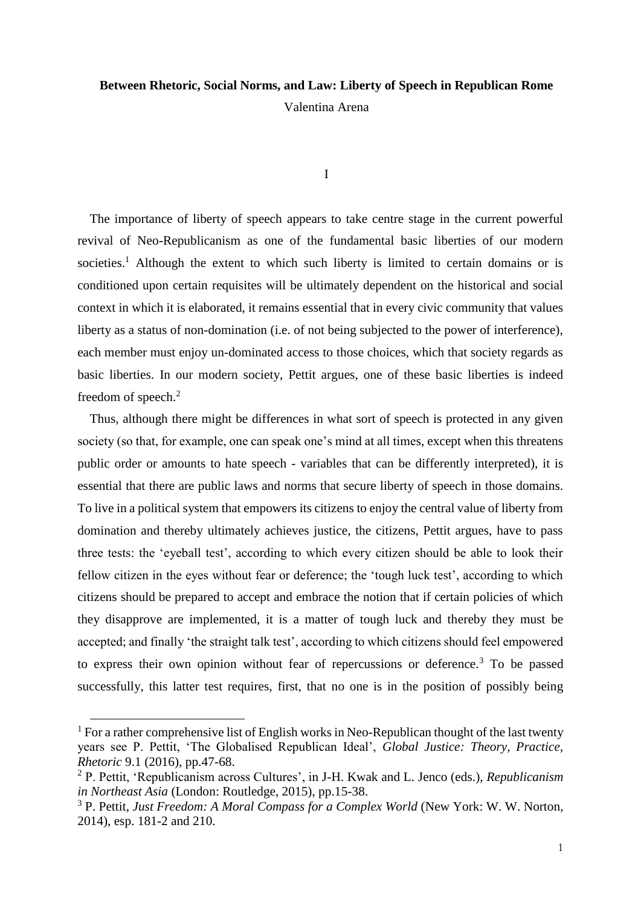# Between Rhetoric, Social Norms, and Law: Liberty of Speech in Republican Rome

Valentina Arena

## I

The importance of liberty of speech appears to take centre stage in the current powerful revival of Neo-Republicanism as one of the fundamental basic liberties of our modern societies.[1] Although the extent to which such liberty is limited to certain domains or is conditioned upon certain requisites will be ultimately dependent on the historical and social context in which it is elaborated, it remains essential that in every civic community that values liberty as a status of non-domination (i.e. of not being subjected to the power of interference), each member must enjoy un-dominated access to those choices, which that society regards as basic liberties. In our modern society, Pettit argues, one of these basic liberties is indeed freedom of speech.[2]

Thus, although there might be differences in what sort of speech is protected in any given society (so that, for example, one can speak one's mind at all times, except when this threatens public order or amounts to hate speech - variables that can be differently interpreted), it is essential that there are public laws and norms that secure liberty of speech in those domains. To live in a political system that empowers its citizens to enjoy the central value of liberty from domination and thereby ultimately achieves justice, the citizens, Pettit argues, have to pass three tests: the 'eyeball test', according to which every citizen should be able to look their fellow citizen in the eyes without fear or deference; the 'tough luck test', according to which citizens should be prepared to accept and embrace the notion that if certain policies of which they disapprove are implemented, it is a matter of tough luck and thereby they must be accepted; and finally 'the straight talk test', according to which citizens should feel empowered to express their own opinion without fear of repercussions or deference.[3] To be passed successfully, this latter test requires, first, that no one is in the position of possibly being

---

[1] For a rather comprehensive list of English works in Neo-Republican thought of the last twenty years see P. Pettit, 'The Globalised Republican Ideal', *Global Justice: Theory, Practice, Rhetoric* 9.1 (2016), pp.47-68.

[2] P. Pettit, 'Republicanism across Cultures', in J-H. Kwak and L. Jenco (eds.), *Republicanism in Northeast Asia* (London: Routledge, 2015), pp.15-38.

[3] P. Pettit, *Just Freedom: A Moral Compass for a Complex World* (New York: W. W. Norton, 2014), esp. 181-2 and 210.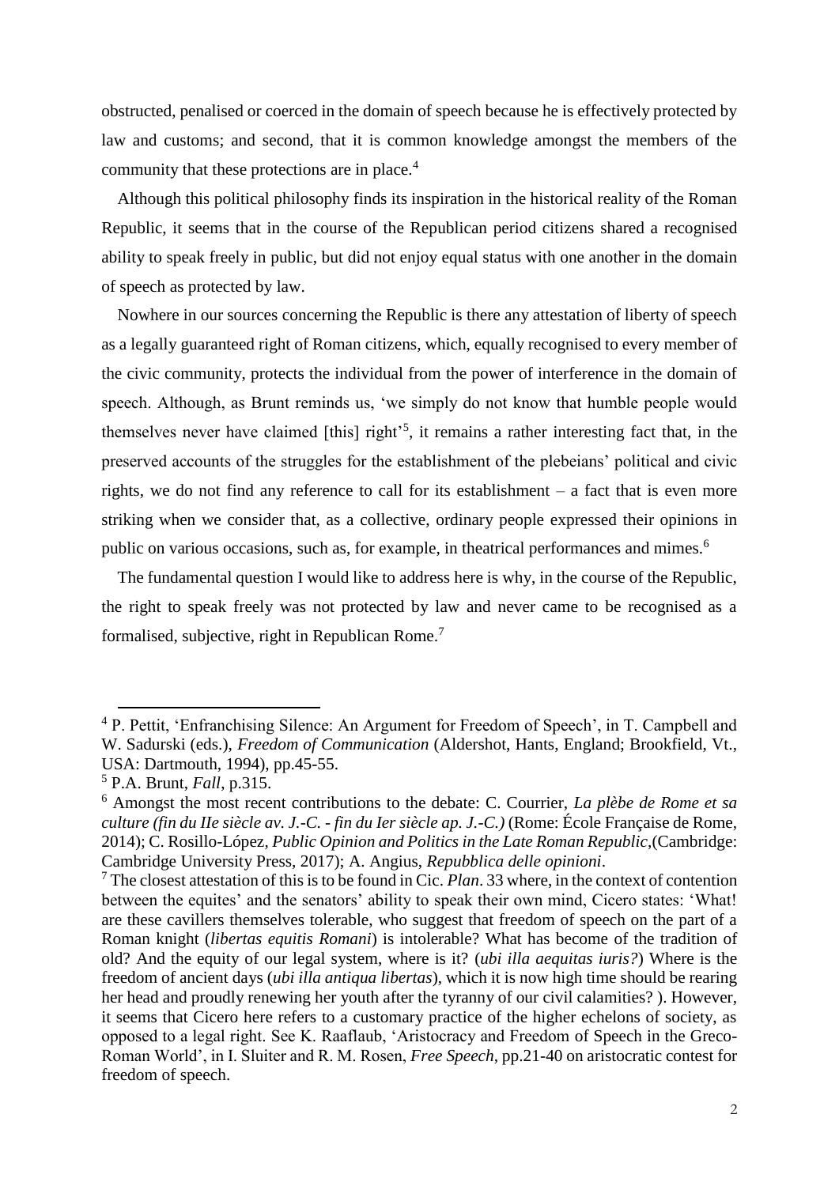obstructed, penalised or coerced in the domain of speech because he is effectively protected by law and customs; and second, that it is common knowledge amongst the members of the community that these protections are in place.[4]

Although this political philosophy finds its inspiration in the historical reality of the Roman Republic, it seems that in the course of the Republican period citizens shared a recognised ability to speak freely in public, but did not enjoy equal status with one another in the domain of speech as protected by law.

Nowhere in our sources concerning the Republic is there any attestation of liberty of speech as a legally guaranteed right of Roman citizens, which, equally recognised to every member of the civic community, protects the individual from the power of interference in the domain of speech. Although, as Brunt reminds us, 'we simply do not know that humble people would themselves never have claimed [this] right'[5], it remains a rather interesting fact that, in the preserved accounts of the struggles for the establishment of the plebeians' political and civic rights, we do not find any reference to call for its establishment – a fact that is even more striking when we consider that, as a collective, ordinary people expressed their opinions in public on various occasions, such as, for example, in theatrical performances and mimes.[6]

The fundamental question I would like to address here is why, in the course of the Republic, the right to speak freely was not protected by law and never came to be recognised as a formalised, subjective, right in Republican Rome.[7]

---

[4] P. Pettit, 'Enfranchising Silence: An Argument for Freedom of Speech', in T. Campbell and W. Sadurski (eds.), *Freedom of Communication* (Aldershot, Hants, England; Brookfield, Vt., USA: Dartmouth, 1994), pp.45-55.

[5] P.A. Brunt, *Fall*, p.315.

[6] Amongst the most recent contributions to the debate: C. Courrier, *La plèbe de Rome et sa culture (fin du IIe siècle av. J.-C. - fin du Ier siècle ap. J.-C.)* (Rome: École Française de Rome, 2014); C. Rosillo-López, *Public Opinion and Politics in the Late Roman Republic*,(Cambridge: Cambridge University Press, 2017); A. Angius, *Repubblica delle opinioni*.

[7] The closest attestation of this is to be found in Cic. *Plan*. 33 where, in the context of contention between the equites' and the senators' ability to speak their own mind, Cicero states: 'What! are these cavillers themselves tolerable, who suggest that freedom of speech on the part of a Roman knight (*libertas equitis Romani*) is intolerable? What has become of the tradition of old? And the equity of our legal system, where is it? (*ubi illa aequitas iuris?*) Where is the freedom of ancient days (*ubi illa antiqua libertas*), which it is now high time should be rearing her head and proudly renewing her youth after the tyranny of our civil calamities? ). However, it seems that Cicero here refers to a customary practice of the higher echelons of society, as opposed to a legal right. See K. Raaflaub, 'Aristocracy and Freedom of Speech in the Greco-Roman World', in I. Sluiter and R. M. Rosen, *Free Speech*, pp.21-40 on aristocratic contest for freedom of speech.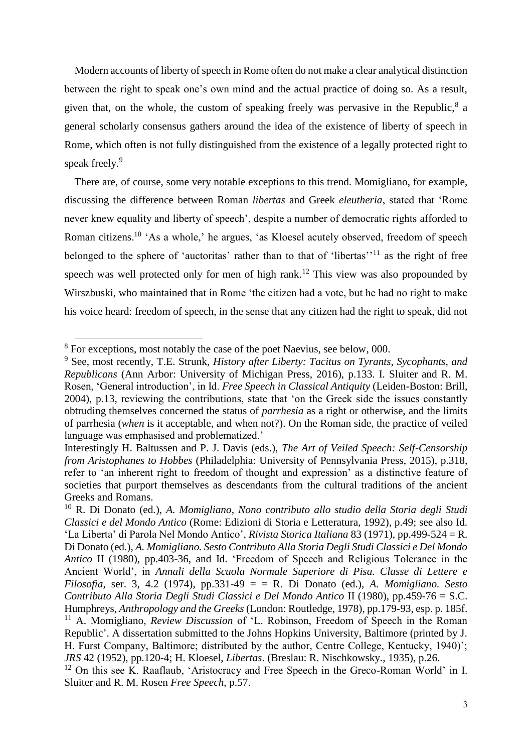Modern accounts of liberty of speech in Rome often do not make a clear analytical distinction between the right to speak one's own mind and the actual practice of doing so. As a result, given that, on the whole, the custom of speaking freely was pervasive in the Republic,[8] a general scholarly consensus gathers around the idea of the existence of liberty of speech in Rome, which often is not fully distinguished from the existence of a legally protected right to speak freely.[9]

There are, of course, some very notable exceptions to this trend. Momigliano, for example, discussing the difference between Roman *libertas* and Greek *eleutheria*, stated that 'Rome never knew equality and liberty of speech', despite a number of democratic rights afforded to Roman citizens.[10] 'As a whole,' he argues, 'as Kloesel acutely observed, freedom of speech belonged to the sphere of 'auctoritas' rather than to that of 'libertas''[11] as the right of free speech was well protected only for men of high rank.[12] This view was also propounded by Wirszbuski, who maintained that in Rome 'the citizen had a vote, but he had no right to make his voice heard: freedom of speech, in the sense that any citizen had the right to speak, did not

---

[8] For exceptions, most notably the case of the poet Naevius, see below, 000.

[9] See, most recently, T.E. Strunk, *History after Liberty: Tacitus on Tyrants, Sycophants, and Republicans* (Ann Arbor: University of Michigan Press, 2016), p.133. I. Sluiter and R. M. Rosen, 'General introduction', in Id. *Free Speech in Classical Antiquity* (Leiden-Boston: Brill, 2004), p.13, reviewing the contributions, state that 'on the Greek side the issues constantly obtruding themselves concerned the status of *parrhesia* as a right or otherwise, and the limits of parrhesia (*when* is it acceptable, and when not?). On the Roman side, the practice of veiled language was emphasised and problematized.'

Interestingly H. Baltussen and P. J. Davis (eds.), *The Art of Veiled Speech: Self-Censorship from Aristophanes to Hobbes* (Philadelphia: University of Pennsylvania Press, 2015), p.318, refer to 'an inherent right to freedom of thought and expression' as a distinctive feature of societies that purport themselves as descendants from the cultural traditions of the ancient Greeks and Romans.

[10] R. Di Donato (ed.), *A. Momigliano, Nono contributo allo studio della Storia degli Studi Classici e del Mondo Antico* (Rome: Edizioni di Storia e Letteratura, 1992), p.49; see also Id. 'La Liberta' di Parola Nel Mondo Antico', *Rivista Storica Italiana* 83 (1971), pp.499-524 = R. Di Donato (ed.), *A. Momigliano. Sesto Contributo Alla Storia Degli Studi Classici e Del Mondo Antico* II (1980), pp.403-36, and Id. 'Freedom of Speech and Religious Tolerance in the Ancient World', in *Annali della Scuola Normale Superiore di Pisa. Classe di Lettere e Filosofia*, ser. 3, 4.2 (1974), pp.331-49 = = R. Di Donato (ed.), *A. Momigliano. Sesto Contributo Alla Storia Degli Studi Classici e Del Mondo Antico* II (1980), pp.459-76 = S.C. Humphreys, *Anthropology and the Greeks* (London: Routledge, 1978), pp.179-93, esp. p. 185f.

[11] A. Momigliano, *Review Discussion* of 'L. Robinson, Freedom of Speech in the Roman Republic'. A dissertation submitted to the Johns Hopkins University, Baltimore (printed by J. H. Furst Company, Baltimore; distributed by the author, Centre College, Kentucky, 1940)'; *JRS* 42 (1952), pp.120-4; H. Kloesel, *Libertas*. (Breslau: R. Nischkowsky., 1935), p.26.

[12] On this see K. Raaflaub, 'Aristocracy and Free Speech in the Greco-Roman World' in I. Sluiter and R. M. Rosen *Free Speech*, p.57.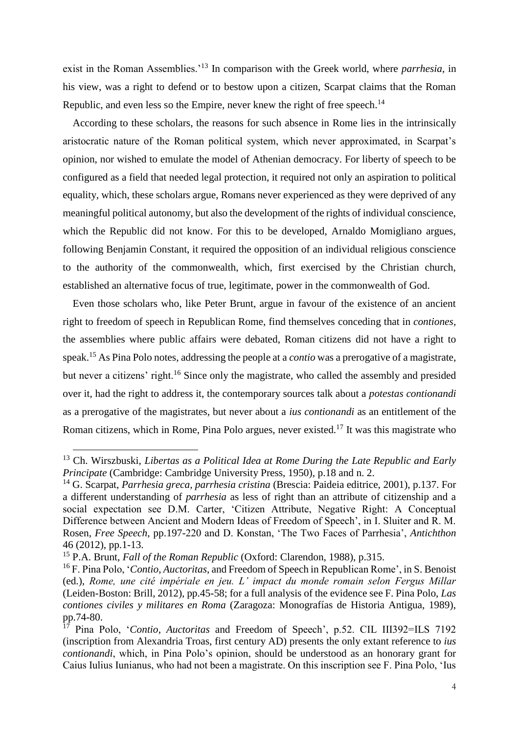exist in the Roman Assemblies.'[13] In comparison with the Greek world, where *parrhesia*, in his view, was a right to defend or to bestow upon a citizen, Scarpat claims that the Roman Republic, and even less so the Empire, never knew the right of free speech.[14]

According to these scholars, the reasons for such absence in Rome lies in the intrinsically aristocratic nature of the Roman political system, which never approximated, in Scarpat's opinion, nor wished to emulate the model of Athenian democracy. For liberty of speech to be configured as a field that needed legal protection, it required not only an aspiration to political equality, which, these scholars argue, Romans never experienced as they were deprived of any meaningful political autonomy, but also the development of the rights of individual conscience, which the Republic did not know. For this to be developed, Arnaldo Momigliano argues, following Benjamin Constant, it required the opposition of an individual religious conscience to the authority of the commonwealth, which, first exercised by the Christian church, established an alternative focus of true, legitimate, power in the commonwealth of God.

Even those scholars who, like Peter Brunt, argue in favour of the existence of an ancient right to freedom of speech in Republican Rome, find themselves conceding that in *contiones*, the assemblies where public affairs were debated, Roman citizens did not have a right to speak.[15] As Pina Polo notes, addressing the people at a *contio* was a prerogative of a magistrate, but never a citizens' right.[16] Since only the magistrate, who called the assembly and presided over it, had the right to address it, the contemporary sources talk about a *potestas contionandi* as a prerogative of the magistrates, but never about a *ius contionandi* as an entitlement of the Roman citizens, which in Rome, Pina Polo argues, never existed.[17] It was this magistrate who

---

[13] Ch. Wirszbuski, *Libertas as a Political Idea at Rome During the Late Republic and Early Principate* (Cambridge: Cambridge University Press, 1950), p.18 and n. 2.

[14] G. Scarpat, *Parrhesia greca, parrhesia cristina* (Brescia: Paideia editrice, 2001), p.137. For a different understanding of *parrhesia* as less of right than an attribute of citizenship and a social expectation see D.M. Carter, 'Citizen Attribute, Negative Right: A Conceptual Difference between Ancient and Modern Ideas of Freedom of Speech', in I. Sluiter and R. M. Rosen, *Free Speech*, pp.197-220 and D. Konstan, 'The Two Faces of Parrhesia', *Antichthon* 46 (2012), pp.1-13.

[15] P.A. Brunt, *Fall of the Roman Republic* (Oxford: Clarendon, 1988), p.315.

[16] F. Pina Polo, '*Contio*, *Auctoritas*, and Freedom of Speech in Republican Rome', in S. Benoist (ed.), *Rome, une cité impériale en jeu. L' impact du monde romain selon Fergus Millar* (Leiden-Boston: Brill, 2012), pp.45-58; for a full analysis of the evidence see F. Pina Polo, *Las contiones civiles y militares en Roma* (Zaragoza: Monografías de Historia Antigua, 1989), pp.74-80.

[17] Pina Polo, '*Contio*, *Auctoritas* and Freedom of Speech', p.52. CIL III392=ILS 7192 (inscription from Alexandria Troas, first century AD) presents the only extant reference to *ius contionandi*, which, in Pina Polo's opinion, should be understood as an honorary grant for Caius Iulius Iunianus, who had not been a magistrate. On this inscription see F. Pina Polo, 'Ius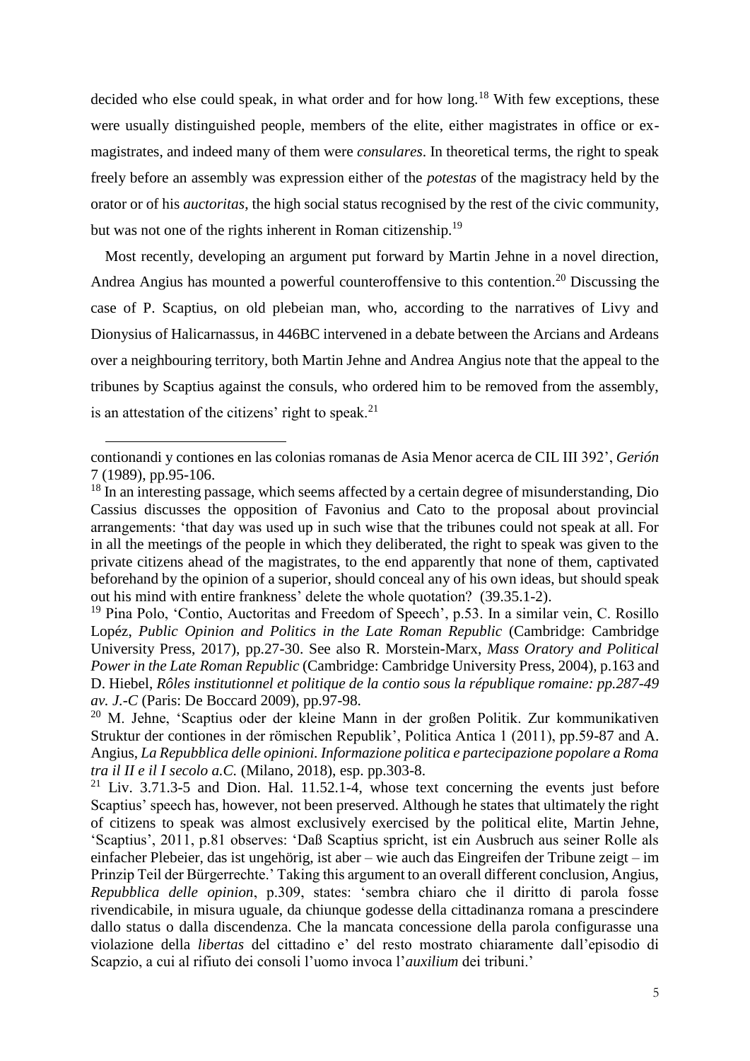decided who else could speak, in what order and for how long.[18] With few exceptions, these were usually distinguished people, members of the elite, either magistrates in office or ex-magistrates, and indeed many of them were *consulares*. In theoretical terms, the right to speak freely before an assembly was expression either of the *potestas* of the magistracy held by the orator or of his *auctoritas*, the high social status recognised by the rest of the civic community, but was not one of the rights inherent in Roman citizenship.[19]

Most recently, developing an argument put forward by Martin Jehne in a novel direction, Andrea Angius has mounted a powerful counteroffensive to this contention.[20] Discussing the case of P. Scaptius, on old plebeian man, who, according to the narratives of Livy and Dionysius of Halicarnassus, in 446BC intervened in a debate between the Arcians and Ardeans over a neighbouring territory, both Martin Jehne and Andrea Angius note that the appeal to the tribunes by Scaptius against the consuls, who ordered him to be removed from the assembly, is an attestation of the citizens' right to speak.[21]

---

contionandi y contiones en las colonias romanas de Asia Menor acerca de CIL III 392', *Gerión* 7 (1989), pp.95-106.

[18] In an interesting passage, which seems affected by a certain degree of misunderstanding, Dio Cassius discusses the opposition of Favonius and Cato to the proposal about provincial arrangements: 'that day was used up in such wise that the tribunes could not speak at all. For in all the meetings of the people in which they deliberated, the right to speak was given to the private citizens ahead of the magistrates, to the end apparently that none of them, captivated beforehand by the opinion of a superior, should conceal any of his own ideas, but should speak out his mind with entire frankness' delete the whole quotation? (39.35.1-2).

[19] Pina Polo, 'Contio, Auctoritas and Freedom of Speech', p.53. In a similar vein, C. Rosillo Lopéz, *Public Opinion and Politics in the Late Roman Republic* (Cambridge: Cambridge University Press, 2017), pp.27-30. See also R. Morstein-Marx, *Mass Oratory and Political Power in the Late Roman Republic* (Cambridge: Cambridge University Press, 2004), p.163 and D. Hiebel, *Rôles institutionnel et politique de la contio sous la république romaine: pp.287-49 av. J.-C* (Paris: De Boccard 2009), pp.97-98.

[20] M. Jehne, 'Scaptius oder der kleine Mann in der großen Politik. Zur kommunikativen Struktur der contiones in der römischen Republik', Politica Antica 1 (2011), pp.59-87 and A. Angius, *La Repubblica delle opinioni. Informazione politica e partecipazione popolare a Roma tra il II e il I secolo a.C.* (Milano, 2018), esp. pp.303-8.

[21] Liv. 3.71.3-5 and Dion. Hal. 11.52.1-4, whose text concerning the events just before Scaptius' speech has, however, not been preserved. Although he states that ultimately the right of citizens to speak was almost exclusively exercised by the political elite, Martin Jehne, 'Scaptius', 2011, p.81 observes: 'Daß Scaptius spricht, ist ein Ausbruch aus seiner Rolle als einfacher Plebeier, das ist ungehörig, ist aber – wie auch das Eingreifen der Tribune zeigt – im Prinzip Teil der Bürgerrechte.' Taking this argument to an overall different conclusion, Angius, *Repubblica delle opinion*, p.309, states: 'sembra chiaro che il diritto di parola fosse rivendicabile, in misura uguale, da chiunque godesse della cittadinanza romana a prescindere dallo status o dalla discendenza. Che la mancata concessione della parola configurasse una violazione della *libertas* del cittadino e' del resto mostrato chiaramente dall'episodio di Scapzio, a cui al rifiuto dei consoli l'uomo invoca l'*auxilium* dei tribuni.'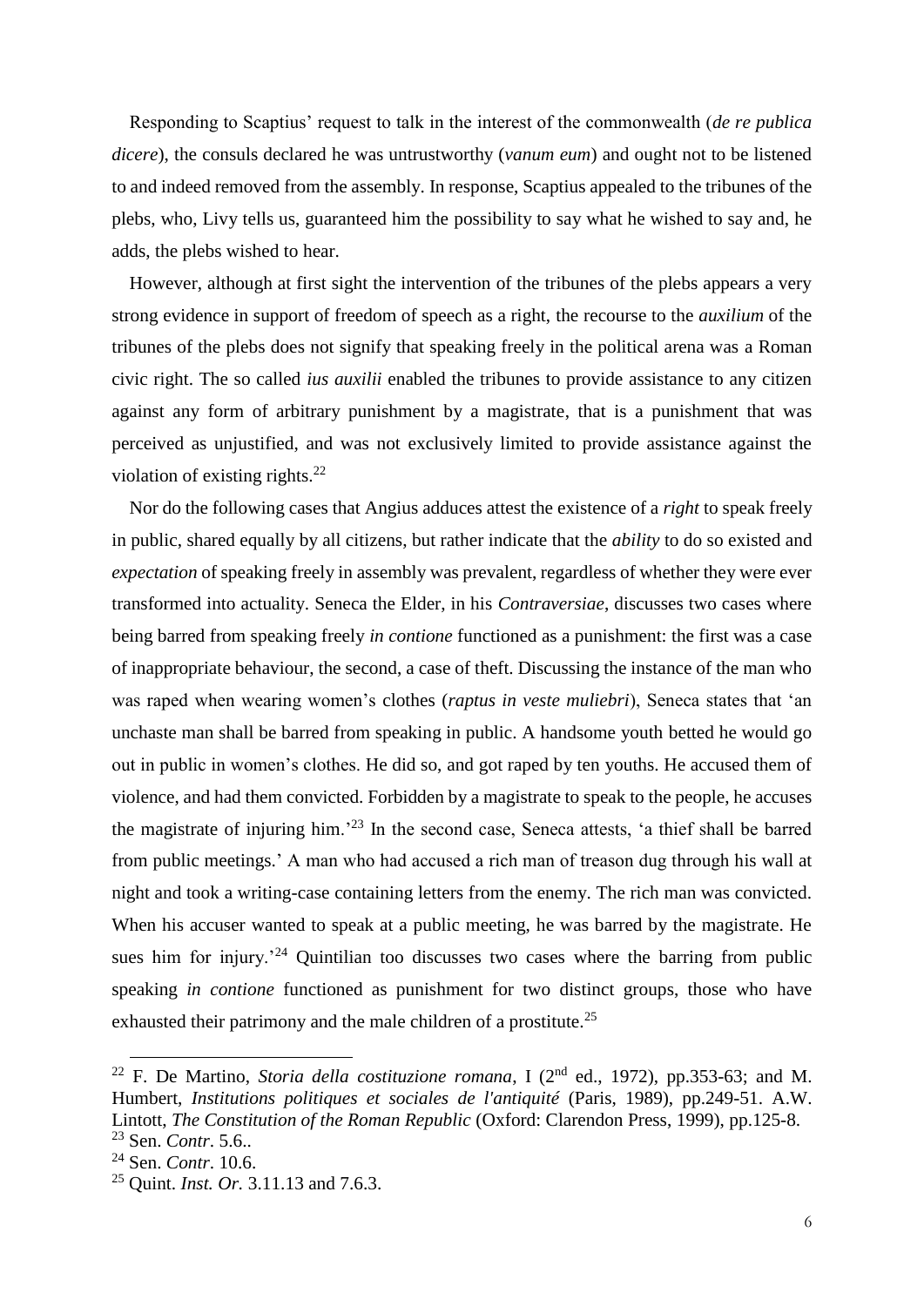Responding to Scaptius' request to talk in the interest of the commonwealth (*de re publica dicere*), the consuls declared he was untrustworthy (*vanum eum*) and ought not to be listened to and indeed removed from the assembly. In response, Scaptius appealed to the tribunes of the plebs, who, Livy tells us, guaranteed him the possibility to say what he wished to say and, he adds, the plebs wished to hear.

However, although at first sight the intervention of the tribunes of the plebs appears a very strong evidence in support of freedom of speech as a right, the recourse to the *auxilium* of the tribunes of the plebs does not signify that speaking freely in the political arena was a Roman civic right. The so called *ius auxilii* enabled the tribunes to provide assistance to any citizen against any form of arbitrary punishment by a magistrate, that is a punishment that was perceived as unjustified, and was not exclusively limited to provide assistance against the violation of existing rights.[22]

Nor do the following cases that Angius adduces attest the existence of a *right* to speak freely in public, shared equally by all citizens, but rather indicate that the *ability* to do so existed and *expectation* of speaking freely in assembly was prevalent, regardless of whether they were ever transformed into actuality. Seneca the Elder, in his *Contraversiae*, discusses two cases where being barred from speaking freely *in contione* functioned as a punishment: the first was a case of inappropriate behaviour, the second, a case of theft. Discussing the instance of the man who was raped when wearing women's clothes (*raptus in veste muliebri*), Seneca states that 'an unchaste man shall be barred from speaking in public. A handsome youth betted he would go out in public in women's clothes. He did so, and got raped by ten youths. He accused them of violence, and had them convicted. Forbidden by a magistrate to speak to the people, he accuses the magistrate of injuring him.'[23] In the second case, Seneca attests, 'a thief shall be barred from public meetings.' A man who had accused a rich man of treason dug through his wall at night and took a writing-case containing letters from the enemy. The rich man was convicted. When his accuser wanted to speak at a public meeting, he was barred by the magistrate. He sues him for injury.'[24] Quintilian too discusses two cases where the barring from public speaking *in contione* functioned as punishment for two distinct groups, those who have exhausted their patrimony and the male children of a prostitute.[25]

---

[22] F. De Martino, *Storia della costituzione romana*, I (2nd ed., 1972), pp.353-63; and M. Humbert, *Institutions politiques et sociales de l'antiquité* (Paris, 1989), pp.249-51. A.W. Lintott, *The Constitution of the Roman Republic* (Oxford: Clarendon Press, 1999), pp.125-8.

[23] Sen. *Contr*. 5.6..

[24] Sen. *Contr*. 10.6.

[25] Quint. *Inst. Or.* 3.11.13 and 7.6.3.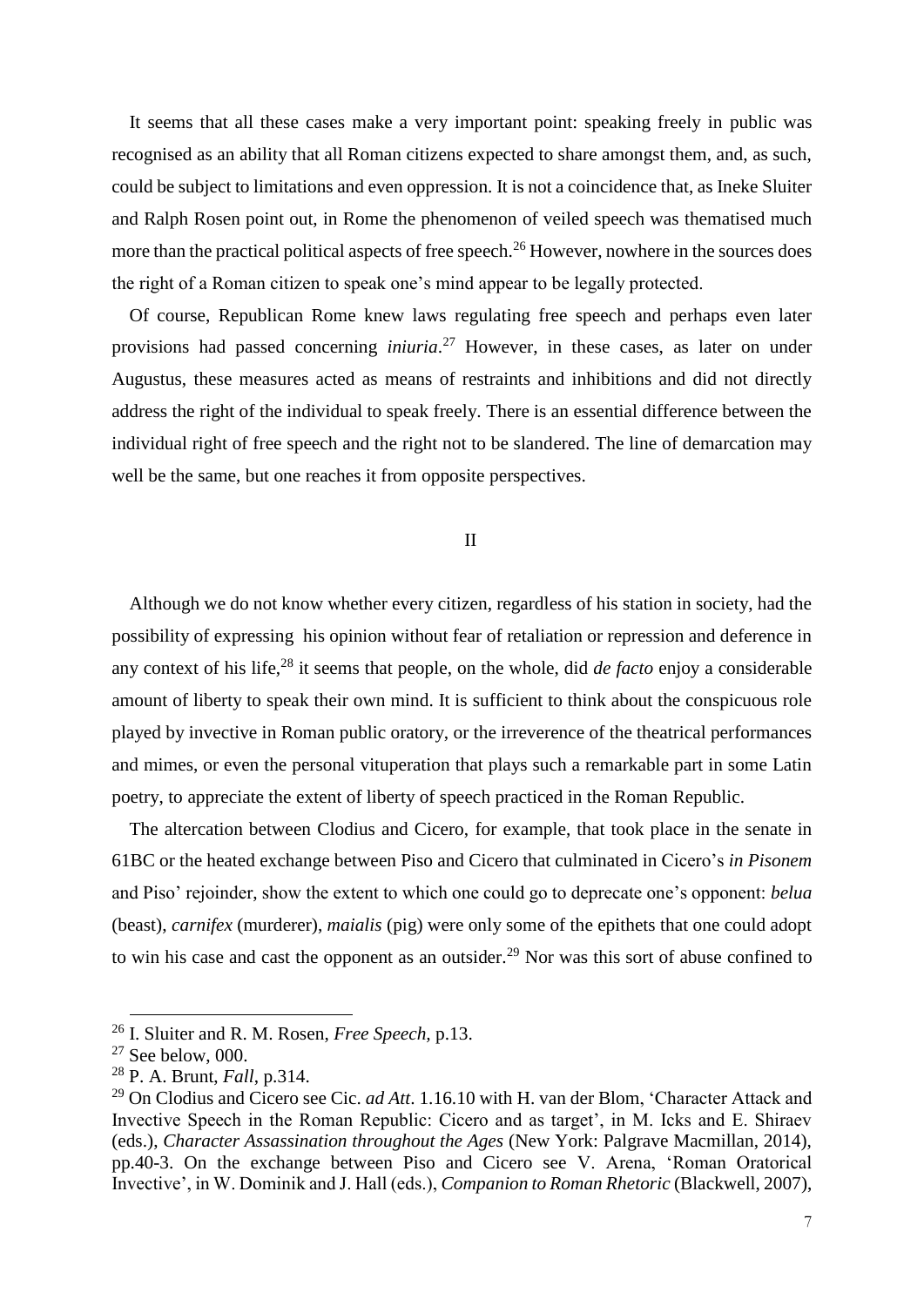It seems that all these cases make a very important point: speaking freely in public was recognised as an ability that all Roman citizens expected to share amongst them, and, as such, could be subject to limitations and even oppression. It is not a coincidence that, as Ineke Sluiter and Ralph Rosen point out, in Rome the phenomenon of veiled speech was thematised much more than the practical political aspects of free speech.[26] However, nowhere in the sources does the right of a Roman citizen to speak one's mind appear to be legally protected.

Of course, Republican Rome knew laws regulating free speech and perhaps even later provisions had passed concerning *iniuria*.[27] However, in these cases, as later on under Augustus, these measures acted as means of restraints and inhibitions and did not directly address the right of the individual to speak freely. There is an essential difference between the individual right of free speech and the right not to be slandered. The line of demarcation may well be the same, but one reaches it from opposite perspectives.

## II

Although we do not know whether every citizen, regardless of his station in society, had the possibility of expressing his opinion without fear of retaliation or repression and deference in any context of his life,[28] it seems that people, on the whole, did *de facto* enjoy a considerable amount of liberty to speak their own mind. It is sufficient to think about the conspicuous role played by invective in Roman public oratory, or the irreverence of the theatrical performances and mimes, or even the personal vituperation that plays such a remarkable part in some Latin poetry, to appreciate the extent of liberty of speech practiced in the Roman Republic.

The altercation between Clodius and Cicero, for example, that took place in the senate in 61BC or the heated exchange between Piso and Cicero that culminated in Cicero's *in Pisonem* and Piso' rejoinder, show the extent to which one could go to deprecate one's opponent: *belua* (beast), *carnifex* (murderer), *maialis* (pig) were only some of the epithets that one could adopt to win his case and cast the opponent as an outsider.[29] Nor was this sort of abuse confined to

---

[26] I. Sluiter and R. M. Rosen, *Free Speech*, p.13.

[27] See below, 000.

[28] P. A. Brunt, *Fall*, p.314.

[29] On Clodius and Cicero see Cic. *ad Att*. 1.16.10 with H. van der Blom, 'Character Attack and Invective Speech in the Roman Republic: Cicero and as target', in M. Icks and E. Shiraev (eds.), *Character Assassination throughout the Ages* (New York: Palgrave Macmillan, 2014), pp.40-3. On the exchange between Piso and Cicero see V. Arena, 'Roman Oratorical Invective', in W. Dominik and J. Hall (eds.), *Companion to Roman Rhetoric* (Blackwell, 2007),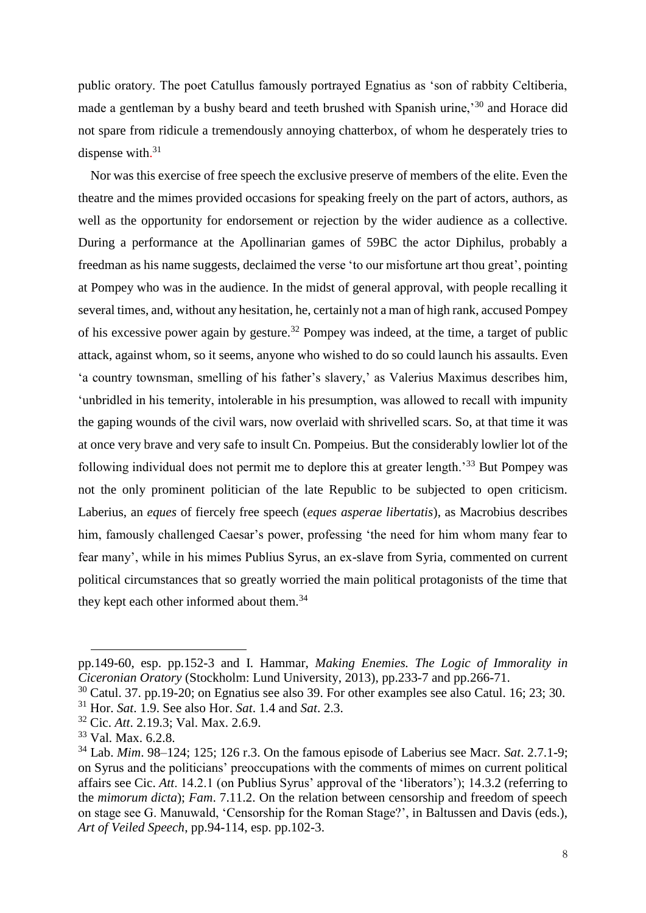public oratory. The poet Catullus famously portrayed Egnatius as 'son of rabbity Celtiberia, made a gentleman by a bushy beard and teeth brushed with Spanish urine,'[30] and Horace did not spare from ridicule a tremendously annoying chatterbox, of whom he desperately tries to dispense with.[31]

Nor was this exercise of free speech the exclusive preserve of members of the elite. Even the theatre and the mimes provided occasions for speaking freely on the part of actors, authors, as well as the opportunity for endorsement or rejection by the wider audience as a collective. During a performance at the Apollinarian games of 59BC the actor Diphilus, probably a freedman as his name suggests, declaimed the verse 'to our misfortune art thou great', pointing at Pompey who was in the audience. In the midst of general approval, with people recalling it several times, and, without any hesitation, he, certainly not a man of high rank, accused Pompey of his excessive power again by gesture.[32] Pompey was indeed, at the time, a target of public attack, against whom, so it seems, anyone who wished to do so could launch his assaults. Even 'a country townsman, smelling of his father's slavery,' as Valerius Maximus describes him, 'unbridled in his temerity, intolerable in his presumption, was allowed to recall with impunity the gaping wounds of the civil wars, now overlaid with shrivelled scars. So, at that time it was at once very brave and very safe to insult Cn. Pompeius. But the considerably lowlier lot of the following individual does not permit me to deplore this at greater length.'[33] But Pompey was not the only prominent politician of the late Republic to be subjected to open criticism. Laberius, an *eques* of fiercely free speech (*eques asperae libertatis*), as Macrobius describes him, famously challenged Caesar's power, professing 'the need for him whom many fear to fear many', while in his mimes Publius Syrus, an ex-slave from Syria, commented on current political circumstances that so greatly worried the main political protagonists of the time that they kept each other informed about them.[34]

---

pp.149-60, esp. pp.152-3 and I. Hammar, *Making Enemies. The Logic of Immorality in Ciceronian Oratory* (Stockholm: Lund University, 2013), pp.233-7 and pp.266-71.

[30] Catul. 37. pp.19-20; on Egnatius see also 39. For other examples see also Catul. 16; 23; 30.

[31] Hor. *Sat*. 1.9. See also Hor. *Sat*. 1.4 and *Sat*. 2.3.

[32] Cic. *Att*. 2.19.3; Val. Max. 2.6.9.

[33] Val. Max. 6.2.8.

[34] Lab. *Mim*. 98–124; 125; 126 r.3. On the famous episode of Laberius see Macr. *Sat*. 2.7.1-9; on Syrus and the politicians' preoccupations with the comments of mimes on current political affairs see Cic. *Att*. 14.2.1 (on Publius Syrus' approval of the 'liberators'); 14.3.2 (referring to the *mimorum dicta*); *Fam*. 7.11.2. On the relation between censorship and freedom of speech on stage see G. Manuwald, 'Censorship for the Roman Stage?', in Baltussen and Davis (eds.), *Art of Veiled Speech*, pp.94-114, esp. pp.102-3.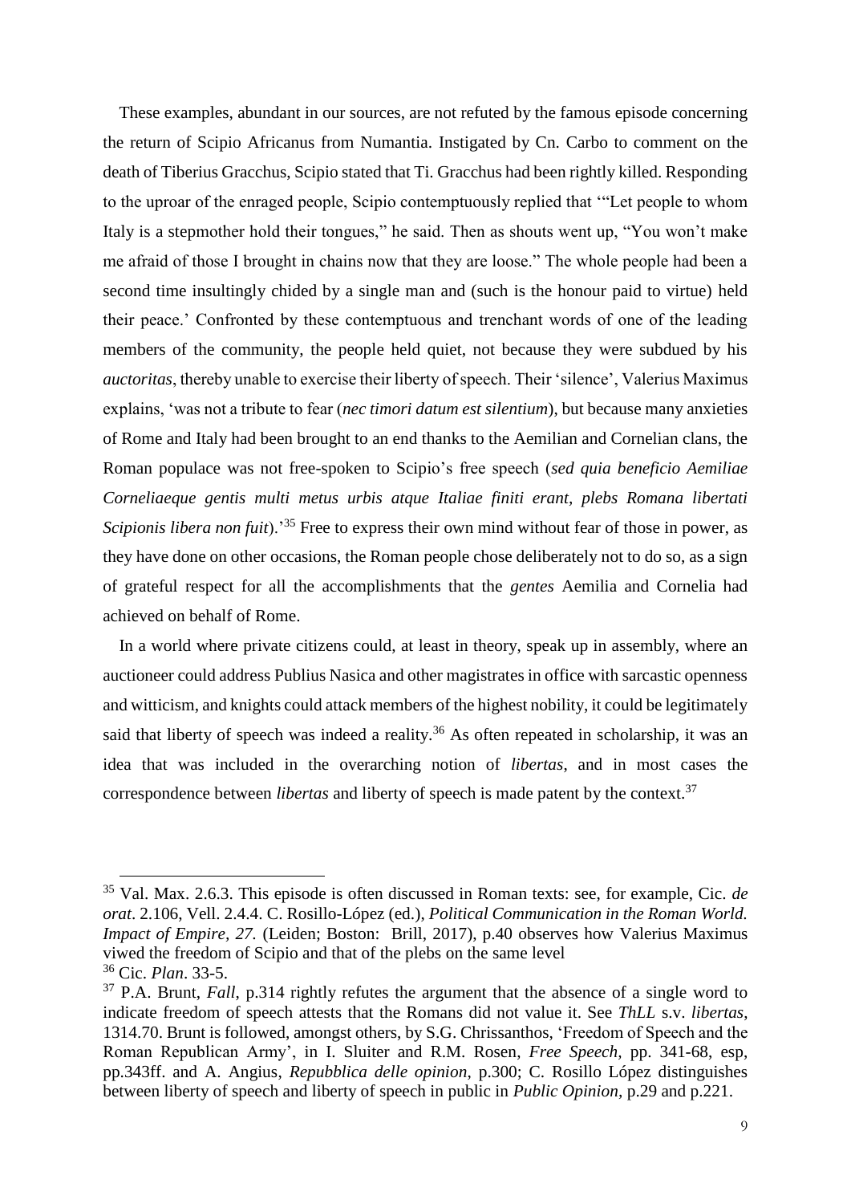These examples, abundant in our sources, are not refuted by the famous episode concerning the return of Scipio Africanus from Numantia. Instigated by Cn. Carbo to comment on the death of Tiberius Gracchus, Scipio stated that Ti. Gracchus had been rightly killed. Responding to the uproar of the enraged people, Scipio contemptuously replied that '"Let people to whom Italy is a stepmother hold their tongues," he said. Then as shouts went up, "You won't make me afraid of those I brought in chains now that they are loose." The whole people had been a second time insultingly chided by a single man and (such is the honour paid to virtue) held their peace.' Confronted by these contemptuous and trenchant words of one of the leading members of the community, the people held quiet, not because they were subdued by his *auctoritas*, thereby unable to exercise their liberty of speech. Their 'silence', Valerius Maximus explains, 'was not a tribute to fear (*nec timori datum est silentium*), but because many anxieties of Rome and Italy had been brought to an end thanks to the Aemilian and Cornelian clans, the Roman populace was not free-spoken to Scipio's free speech (*sed quia beneficio Aemiliae Corneliaeque gentis multi metus urbis atque Italiae finiti erant, plebs Romana libertati Scipionis libera non fuit*).'[35] Free to express their own mind without fear of those in power, as they have done on other occasions, the Roman people chose deliberately not to do so, as a sign of grateful respect for all the accomplishments that the *gentes* Aemilia and Cornelia had achieved on behalf of Rome.

In a world where private citizens could, at least in theory, speak up in assembly, where an auctioneer could address Publius Nasica and other magistrates in office with sarcastic openness and witticism, and knights could attack members of the highest nobility, it could be legitimately said that liberty of speech was indeed a reality.[36] As often repeated in scholarship, it was an idea that was included in the overarching notion of *libertas*, and in most cases the correspondence between *libertas* and liberty of speech is made patent by the context.[37]

---

[35] Val. Max. 2.6.3. This episode is often discussed in Roman texts: see, for example, Cic. *de orat*. 2.106, Vell. 2.4.4. C. Rosillo-López (ed.), *Political Communication in the Roman World. Impact of Empire, 27.* (Leiden; Boston: Brill, 2017), p.40 observes how Valerius Maximus viwed the freedom of Scipio and that of the plebs on the same level

[36] Cic. *Plan*. 33-5.

[37] P.A. Brunt, *Fall*, p.314 rightly refutes the argument that the absence of a single word to indicate freedom of speech attests that the Romans did not value it. See *ThLL* s.v. *libertas*, 1314.70. Brunt is followed, amongst others, by S.G. Chrissanthos, 'Freedom of Speech and the Roman Republican Army', in I. Sluiter and R.M. Rosen, *Free Speech*, pp. 341-68, esp, pp.343ff. and A. Angius, *Repubblica delle opinion*, p.300; C. Rosillo López distinguishes between liberty of speech and liberty of speech in public in *Public Opinion*, p.29 and p.221.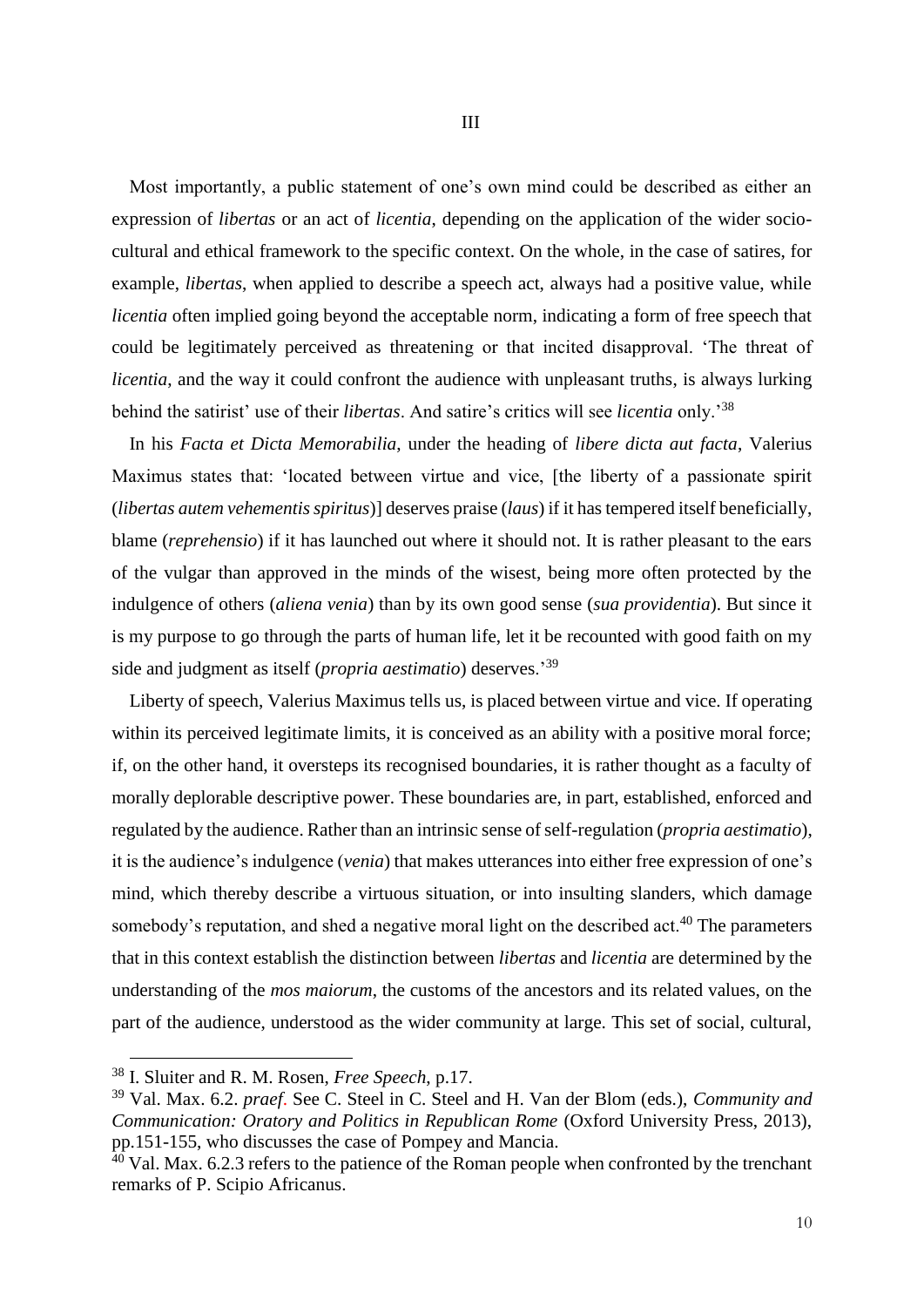## III

Most importantly, a public statement of one's own mind could be described as either an expression of *libertas* or an act of *licentia*, depending on the application of the wider socio-cultural and ethical framework to the specific context. On the whole, in the case of satires, for example, *libertas*, when applied to describe a speech act, always had a positive value, while *licentia* often implied going beyond the acceptable norm, indicating a form of free speech that could be legitimately perceived as threatening or that incited disapproval. 'The threat of *licentia*, and the way it could confront the audience with unpleasant truths, is always lurking behind the satirist' use of their *libertas*. And satire's critics will see *licentia* only.'[38]

In his *Facta et Dicta Memorabilia*, under the heading of *libere dicta aut facta*, Valerius Maximus states that: 'located between virtue and vice, [the liberty of a passionate spirit (*libertas autem vehementis spiritus*)] deserves praise (*laus*) if it has tempered itself beneficially, blame (*reprehensio*) if it has launched out where it should not. It is rather pleasant to the ears of the vulgar than approved in the minds of the wisest, being more often protected by the indulgence of others (*aliena venia*) than by its own good sense (*sua providentia*). But since it is my purpose to go through the parts of human life, let it be recounted with good faith on my side and judgment as itself (*propria aestimatio*) deserves.'[39]

Liberty of speech, Valerius Maximus tells us, is placed between virtue and vice. If operating within its perceived legitimate limits, it is conceived as an ability with a positive moral force; if, on the other hand, it oversteps its recognised boundaries, it is rather thought as a faculty of morally deplorable descriptive power. These boundaries are, in part, established, enforced and regulated by the audience. Rather than an intrinsic sense of self-regulation (*propria aestimatio*), it is the audience's indulgence (*venia*) that makes utterances into either free expression of one's mind, which thereby describe a virtuous situation, or into insulting slanders, which damage somebody's reputation, and shed a negative moral light on the described act.[40] The parameters that in this context establish the distinction between *libertas* and *licentia* are determined by the understanding of the *mos maiorum*, the customs of the ancestors and its related values, on the part of the audience, understood as the wider community at large. This set of social, cultural,

---

[38] I. Sluiter and R. M. Rosen, *Free Speech*, p.17.

[39] Val. Max. 6.2. *praef.* See C. Steel in C. Steel and H. Van der Blom (eds.), *Community and Communication: Oratory and Politics in Republican Rome* (Oxford University Press, 2013), pp.151-155, who discusses the case of Pompey and Mancia.

[40] Val. Max. 6.2.3 refers to the patience of the Roman people when confronted by the trenchant remarks of P. Scipio Africanus.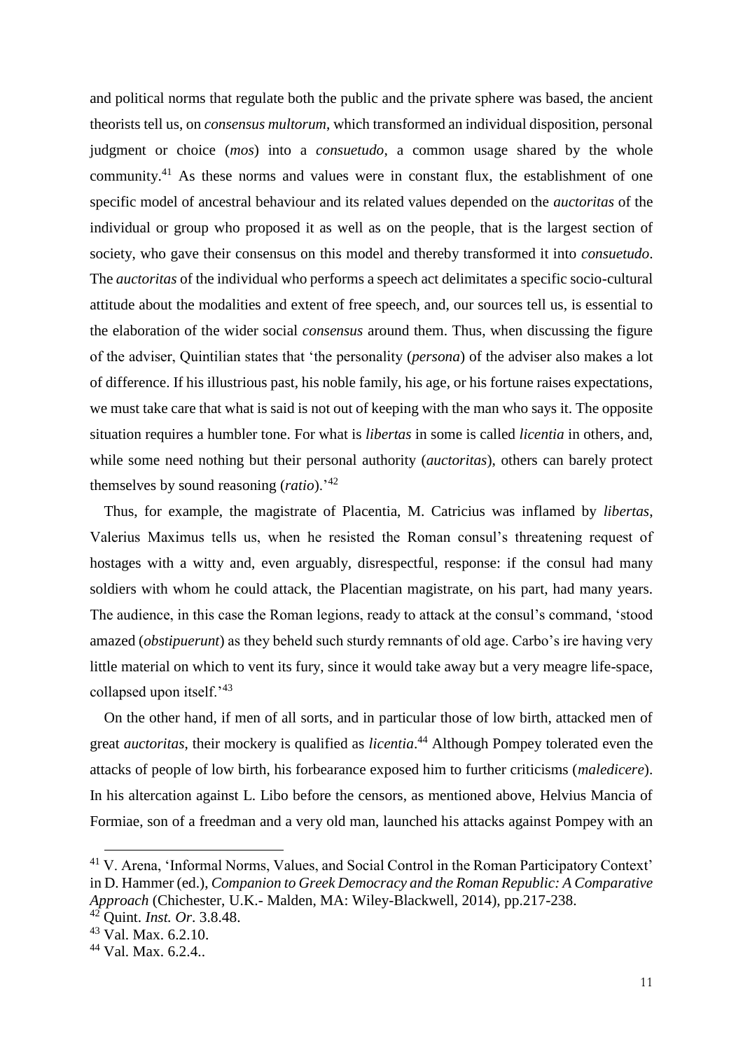and political norms that regulate both the public and the private sphere was based, the ancient theorists tell us, on *consensus multorum*, which transformed an individual disposition, personal judgment or choice (*mos*) into a *consuetudo*, a common usage shared by the whole community.[41] As these norms and values were in constant flux, the establishment of one specific model of ancestral behaviour and its related values depended on the *auctoritas* of the individual or group who proposed it as well as on the people, that is the largest section of society, who gave their consensus on this model and thereby transformed it into *consuetudo*. The *auctoritas* of the individual who performs a speech act delimitates a specific socio-cultural attitude about the modalities and extent of free speech, and, our sources tell us, is essential to the elaboration of the wider social *consensus* around them. Thus, when discussing the figure of the adviser, Quintilian states that 'the personality (*persona*) of the adviser also makes a lot of difference. If his illustrious past, his noble family, his age, or his fortune raises expectations, we must take care that what is said is not out of keeping with the man who says it. The opposite situation requires a humbler tone. For what is *libertas* in some is called *licentia* in others, and, while some need nothing but their personal authority (*auctoritas*), others can barely protect themselves by sound reasoning (*ratio*).'[42]

Thus, for example, the magistrate of Placentia, M. Catricius was inflamed by *libertas*, Valerius Maximus tells us, when he resisted the Roman consul's threatening request of hostages with a witty and, even arguably, disrespectful, response: if the consul had many soldiers with whom he could attack, the Placentian magistrate, on his part, had many years. The audience, in this case the Roman legions, ready to attack at the consul's command, 'stood amazed (*obstipuerunt*) as they beheld such sturdy remnants of old age. Carbo's ire having very little material on which to vent its fury, since it would take away but a very meagre life-space, collapsed upon itself.'[43]

On the other hand, if men of all sorts, and in particular those of low birth, attacked men of great *auctoritas*, their mockery is qualified as *licentia*.[44] Although Pompey tolerated even the attacks of people of low birth, his forbearance exposed him to further criticisms (*maledicere*). In his altercation against L. Libo before the censors, as mentioned above, Helvius Mancia of Formiae, son of a freedman and a very old man, launched his attacks against Pompey with an

---

[41] V. Arena, 'Informal Norms, Values, and Social Control in the Roman Participatory Context' in D. Hammer (ed.), *Companion to Greek Democracy and the Roman Republic: A Comparative Approach* (Chichester, U.K.- Malden, MA: Wiley-Blackwell, 2014), pp.217-238.

[42] Quint. *Inst. Or*. 3.8.48.

[43] Val. Max. 6.2.10.

[44] Val. Max. 6.2.4..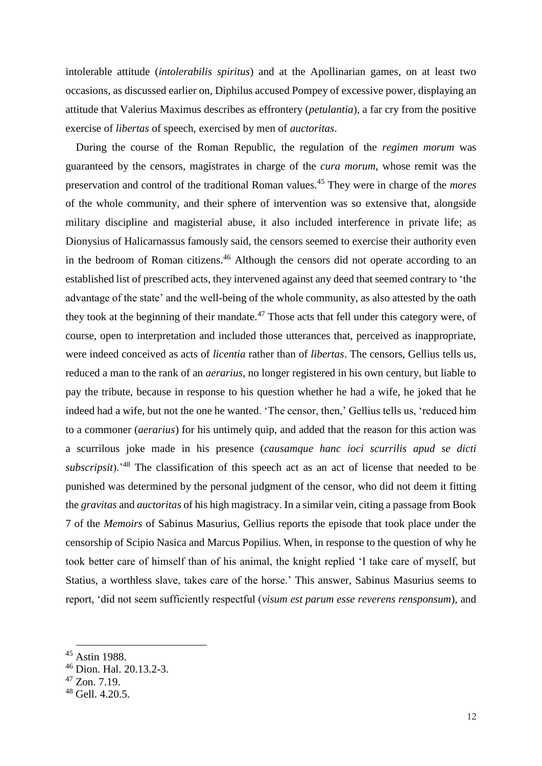intolerable attitude (*intolerabilis spiritus*) and at the Apollinarian games, on at least two occasions, as discussed earlier on, Diphilus accused Pompey of excessive power, displaying an attitude that Valerius Maximus describes as effrontery (*petulantia*), a far cry from the positive exercise of *libertas* of speech, exercised by men of *auctoritas*.

During the course of the Roman Republic, the regulation of the *regimen morum* was guaranteed by the censors, magistrates in charge of the *cura morum*, whose remit was the preservation and control of the traditional Roman values.[45] They were in charge of the *mores* of the whole community, and their sphere of intervention was so extensive that, alongside military discipline and magisterial abuse, it also included interference in private life; as Dionysius of Halicarnassus famously said, the censors seemed to exercise their authority even in the bedroom of Roman citizens.[46] Although the censors did not operate according to an established list of prescribed acts, they intervened against any deed that seemed contrary to 'the advantage of the state' and the well-being of the whole community, as also attested by the oath they took at the beginning of their mandate.[47] Those acts that fell under this category were, of course, open to interpretation and included those utterances that, perceived as inappropriate, were indeed conceived as acts of *licentia* rather than of *libertas*. The censors, Gellius tells us, reduced a man to the rank of an *aerarius*, no longer registered in his own century, but liable to pay the tribute, because in response to his question whether he had a wife, he joked that he indeed had a wife, but not the one he wanted. 'The censor, then,' Gellius tells us, 'reduced him to a commoner (*aerarius*) for his untimely quip, and added that the reason for this action was a scurrilous joke made in his presence (*causamque hanc ioci scurrilis apud se dicti subscripsit*).'[48] The classification of this speech act as an act of license that needed to be punished was determined by the personal judgment of the censor, who did not deem it fitting the *gravitas* and *auctoritas* of his high magistracy. In a similar vein, citing a passage from Book 7 of the *Memoirs* of Sabinus Masurius, Gellius reports the episode that took place under the censorship of Scipio Nasica and Marcus Popilius. When, in response to the question of why he took better care of himself than of his animal, the knight replied 'I take care of myself, but Statius, a worthless slave, takes care of the horse.' This answer, Sabinus Masurius seems to report, 'did not seem sufficiently respectful (*visum est parum esse reverens rensponsum*), and

---

[45] Astin 1988.

[46] Dion. Hal. 20.13.2-3.

[47] Zon. 7.19.

[48] Gell. 4.20.5.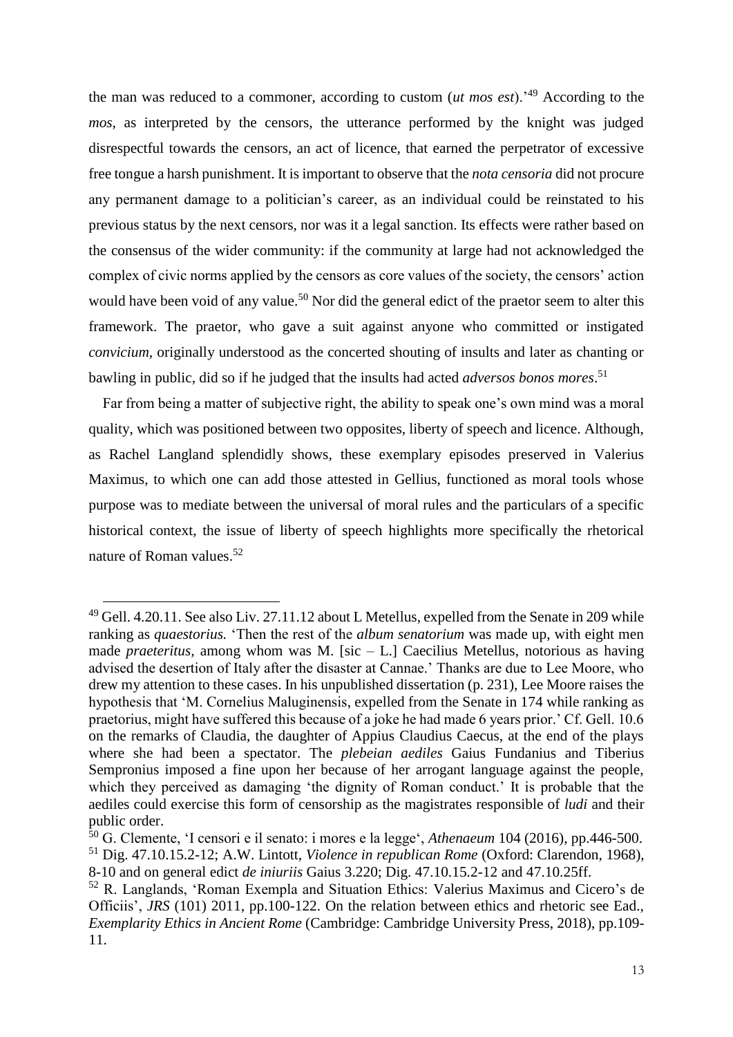the man was reduced to a commoner, according to custom (*ut mos est*).'[49] According to the *mos*, as interpreted by the censors, the utterance performed by the knight was judged disrespectful towards the censors, an act of licence, that earned the perpetrator of excessive free tongue a harsh punishment. It is important to observe that the *nota censoria* did not procure any permanent damage to a politician's career, as an individual could be reinstated to his previous status by the next censors, nor was it a legal sanction. Its effects were rather based on the consensus of the wider community: if the community at large had not acknowledged the complex of civic norms applied by the censors as core values of the society, the censors' action would have been void of any value.[50] Nor did the general edict of the praetor seem to alter this framework. The praetor, who gave a suit against anyone who committed or instigated *convicium*, originally understood as the concerted shouting of insults and later as chanting or bawling in public, did so if he judged that the insults had acted *adversos bonos mores*.[51]

Far from being a matter of subjective right, the ability to speak one's own mind was a moral quality, which was positioned between two opposites, liberty of speech and licence. Although, as Rachel Langland splendidly shows, these exemplary episodes preserved in Valerius Maximus, to which one can add those attested in Gellius, functioned as moral tools whose purpose was to mediate between the universal of moral rules and the particulars of a specific historical context, the issue of liberty of speech highlights more specifically the rhetorical nature of Roman values.[52]

---

[49] Gell. 4.20.11. See also Liv. 27.11.12 about L Metellus, expelled from the Senate in 209 while ranking as *quaestorius.* 'Then the rest of the *album senatorium* was made up, with eight men made *praeteritus,* among whom was M. [sic – L.] Caecilius Metellus, notorious as having advised the desertion of Italy after the disaster at Cannae.' Thanks are due to Lee Moore, who drew my attention to these cases. In his unpublished dissertation (p. 231), Lee Moore raises the hypothesis that 'M. Cornelius Maluginensis, expelled from the Senate in 174 while ranking as praetorius, might have suffered this because of a joke he had made 6 years prior.' Cf. Gell. 10.6 on the remarks of Claudia, the daughter of Appius Claudius Caecus, at the end of the plays where she had been a spectator. The *plebeian aediles* Gaius Fundanius and Tiberius Sempronius imposed a fine upon her because of her arrogant language against the people, which they perceived as damaging 'the dignity of Roman conduct.' It is probable that the aediles could exercise this form of censorship as the magistrates responsible of *ludi* and their public order.

[50] G. Clemente, 'I censori e il senato: i mores e la legge', *Athenaeum* 104 (2016), pp.446-500.

[51] Dig. 47.10.15.2-12; A.W. Lintott, *Violence in republican Rome* (Oxford: Clarendon, 1968), 8-10 and on general edict *de iniuriis* Gaius 3.220; Dig. 47.10.15.2-12 and 47.10.25ff.

[52] R. Langlands, 'Roman Exempla and Situation Ethics: Valerius Maximus and Cicero's de Officiis', *JRS* (101) 2011, pp.100-122. On the relation between ethics and rhetoric see Ead., *Exemplarity Ethics in Ancient Rome* (Cambridge: Cambridge University Press, 2018), pp.109-11.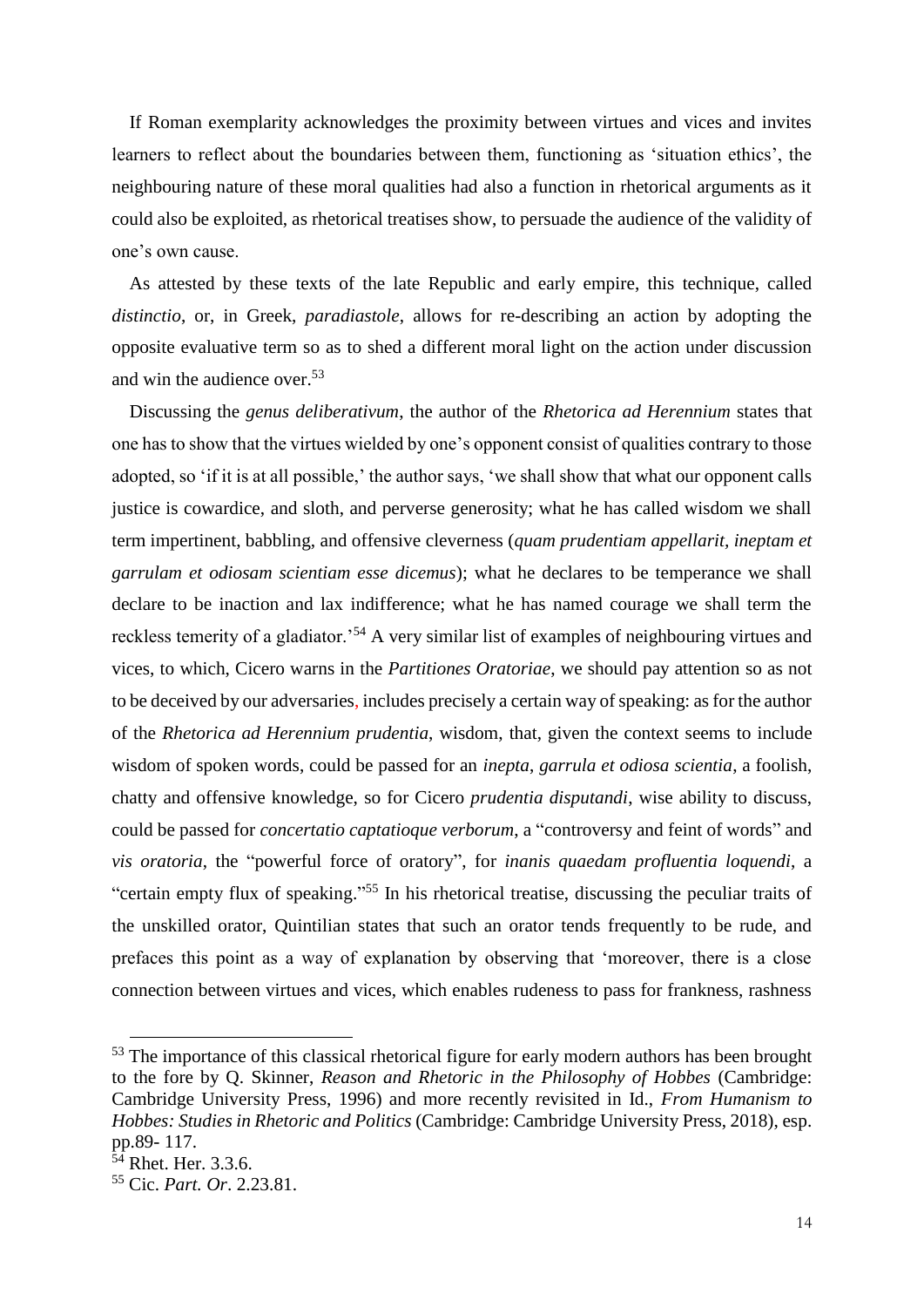If Roman exemplarity acknowledges the proximity between virtues and vices and invites learners to reflect about the boundaries between them, functioning as 'situation ethics', the neighbouring nature of these moral qualities had also a function in rhetorical arguments as it could also be exploited, as rhetorical treatises show, to persuade the audience of the validity of one's own cause.

As attested by these texts of the late Republic and early empire, this technique, called *distinctio*, or, in Greek, *paradiastole*, allows for re-describing an action by adopting the opposite evaluative term so as to shed a different moral light on the action under discussion and win the audience over.[53]

Discussing the *genus deliberativum*, the author of the *Rhetorica ad Herennium* states that one has to show that the virtues wielded by one's opponent consist of qualities contrary to those adopted, so 'if it is at all possible,' the author says, 'we shall show that what our opponent calls justice is cowardice, and sloth, and perverse generosity; what he has called wisdom we shall term impertinent, babbling, and offensive cleverness (*quam prudentiam appellarit, ineptam et garrulam et odiosam scientiam esse dicemus*); what he declares to be temperance we shall declare to be inaction and lax indifference; what he has named courage we shall term the reckless temerity of a gladiator.'[54] A very similar list of examples of neighbouring virtues and vices, to which, Cicero warns in the *Partitiones Oratoriae*, we should pay attention so as not to be deceived by our adversaries, includes precisely a certain way of speaking: as for the author of the *Rhetorica ad Herennium prudentia*, wisdom, that, given the context seems to include wisdom of spoken words, could be passed for an *inepta*, *garrula et odiosa scientia*, a foolish, chatty and offensive knowledge, so for Cicero *prudentia disputandi*, wise ability to discuss, could be passed for *concertatio captatioque verborum*, a "controversy and feint of words" and *vis oratoria*, the "powerful force of oratory", for *inanis quaedam profluentia loquendi*, a "certain empty flux of speaking."[55] In his rhetorical treatise, discussing the peculiar traits of the unskilled orator, Quintilian states that such an orator tends frequently to be rude, and prefaces this point as a way of explanation by observing that 'moreover, there is a close connection between virtues and vices, which enables rudeness to pass for frankness, rashness

---

[53] The importance of this classical rhetorical figure for early modern authors has been brought to the fore by Q. Skinner, *Reason and Rhetoric in the Philosophy of Hobbes* (Cambridge: Cambridge University Press, 1996) and more recently revisited in Id., *From Humanism to Hobbes: Studies in Rhetoric and Politics* (Cambridge: Cambridge University Press, 2018), esp. pp.89- 117.

[54] Rhet. Her. 3.3.6.

[55] Cic. *Part. Or*. 2.23.81.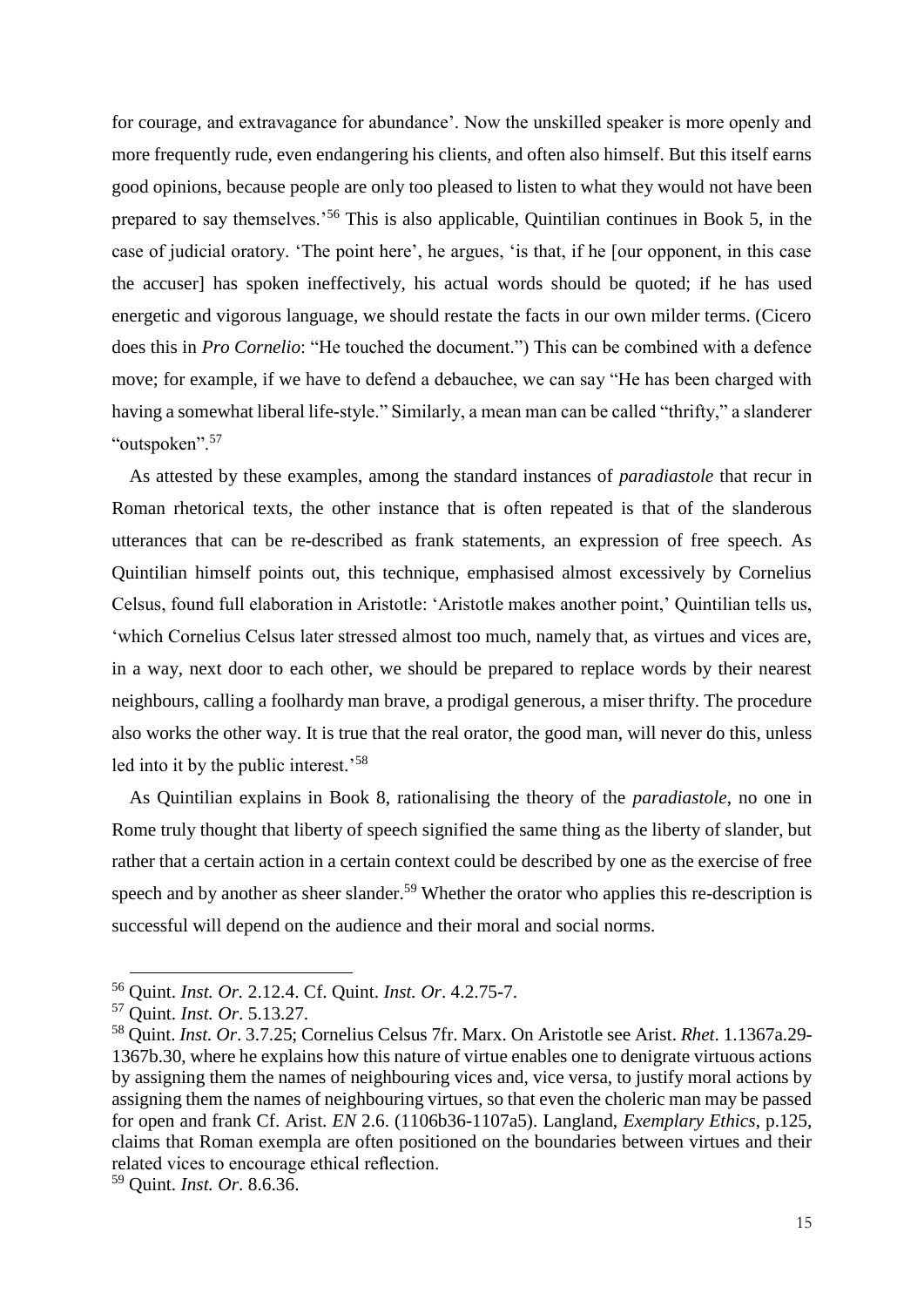for courage, and extravagance for abundance'. Now the unskilled speaker is more openly and more frequently rude, even endangering his clients, and often also himself. But this itself earns good opinions, because people are only too pleased to listen to what they would not have been prepared to say themselves.'[56] This is also applicable, Quintilian continues in Book 5, in the case of judicial oratory. 'The point here', he argues, 'is that, if he [our opponent, in this case the accuser] has spoken ineffectively, his actual words should be quoted; if he has used energetic and vigorous language, we should restate the facts in our own milder terms. (Cicero does this in *Pro Cornelio*: "He touched the document.") This can be combined with a defence move; for example, if we have to defend a debauchee, we can say "He has been charged with having a somewhat liberal life-style." Similarly, a mean man can be called "thrifty," a slanderer "outspoken".[57]

As attested by these examples, among the standard instances of *paradiastole* that recur in Roman rhetorical texts, the other instance that is often repeated is that of the slanderous utterances that can be re-described as frank statements, an expression of free speech. As Quintilian himself points out, this technique, emphasised almost excessively by Cornelius Celsus, found full elaboration in Aristotle: 'Aristotle makes another point,' Quintilian tells us, 'which Cornelius Celsus later stressed almost too much, namely that, as virtues and vices are, in a way, next door to each other, we should be prepared to replace words by their nearest neighbours, calling a foolhardy man brave, a prodigal generous, a miser thrifty. The procedure also works the other way. It is true that the real orator, the good man, will never do this, unless led into it by the public interest.'[58]

As Quintilian explains in Book 8, rationalising the theory of the *paradiastole*, no one in Rome truly thought that liberty of speech signified the same thing as the liberty of slander, but rather that a certain action in a certain context could be described by one as the exercise of free speech and by another as sheer slander.[59] Whether the orator who applies this re-description is successful will depend on the audience and their moral and social norms.

---

[56] Quint. *Inst. Or.* 2.12.4. Cf. Quint. *Inst. Or*. 4.2.75-7.

[57] Quint. *Inst. Or*. 5.13.27.

[58] Quint. *Inst. Or*. 3.7.25; Cornelius Celsus 7fr. Marx. On Aristotle see Arist. *Rhet*. 1.1367a.29-1367b.30, where he explains how this nature of virtue enables one to denigrate virtuous actions by assigning them the names of neighbouring vices and, vice versa, to justify moral actions by assigning them the names of neighbouring virtues, so that even the choleric man may be passed for open and frank Cf. Arist. *EN* 2.6. (1106b36-1107a5). Langland, *Exemplary Ethics*, p.125, claims that Roman exempla are often positioned on the boundaries between virtues and their related vices to encourage ethical reflection.

[59] Quint. *Inst. Or*. 8.6.36.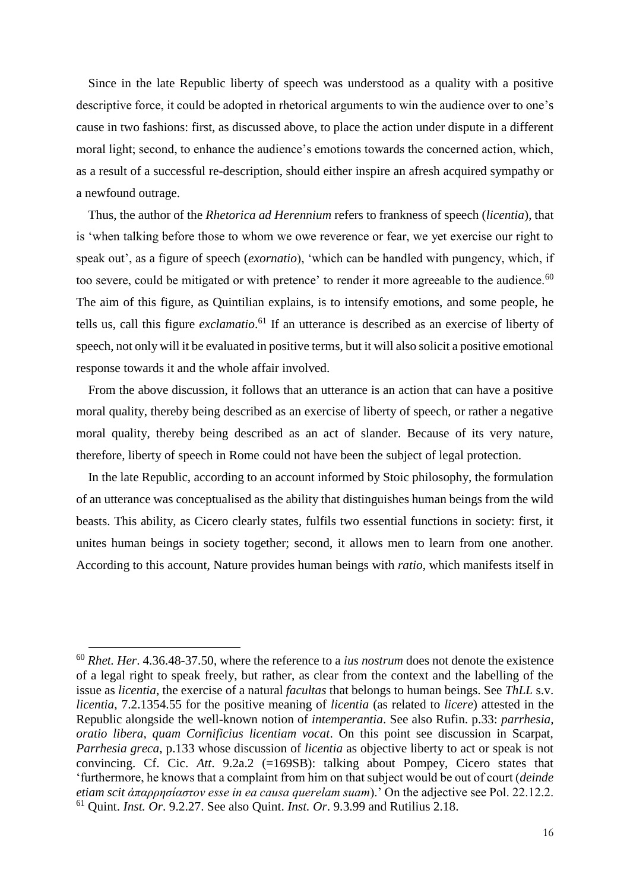Since in the late Republic liberty of speech was understood as a quality with a positive descriptive force, it could be adopted in rhetorical arguments to win the audience over to one's cause in two fashions: first, as discussed above, to place the action under dispute in a different moral light; second, to enhance the audience's emotions towards the concerned action, which, as a result of a successful re-description, should either inspire an afresh acquired sympathy or a newfound outrage.

Thus, the author of the *Rhetorica ad Herennium* refers to frankness of speech (*licentia*), that is 'when talking before those to whom we owe reverence or fear, we yet exercise our right to speak out', as a figure of speech (*exornatio*), 'which can be handled with pungency, which, if too severe, could be mitigated or with pretence' to render it more agreeable to the audience.[60] The aim of this figure, as Quintilian explains, is to intensify emotions, and some people, he tells us, call this figure *exclamatio*.[61] If an utterance is described as an exercise of liberty of speech, not only will it be evaluated in positive terms, but it will also solicit a positive emotional response towards it and the whole affair involved.

From the above discussion, it follows that an utterance is an action that can have a positive moral quality, thereby being described as an exercise of liberty of speech, or rather a negative moral quality, thereby being described as an act of slander. Because of its very nature, therefore, liberty of speech in Rome could not have been the subject of legal protection.

In the late Republic, according to an account informed by Stoic philosophy, the formulation of an utterance was conceptualised as the ability that distinguishes human beings from the wild beasts. This ability, as Cicero clearly states, fulfils two essential functions in society: first, it unites human beings in society together; second, it allows men to learn from one another. According to this account, Nature provides human beings with *ratio*, which manifests itself in

---

[60] *Rhet. Her*. 4.36.48-37.50, where the reference to a *ius nostrum* does not denote the existence of a legal right to speak freely, but rather, as clear from the context and the labelling of the issue as *licentia*, the exercise of a natural *facultas* that belongs to human beings. See *ThLL* s.v. *licentia*, 7.2.1354.55 for the positive meaning of *licentia* (as related to *licere*) attested in the Republic alongside the well-known notion of *intemperantia*. See also Rufin. p.33: *parrhesia, oratio libera, quam Cornificius licentiam vocat*. On this point see discussion in Scarpat, *Parrhesia greca*, p.133 whose discussion of *licentia* as objective liberty to act or speak is not convincing. Cf. Cic. *Att*. 9.2a.2 (=169SB): talking about Pompey, Cicero states that 'furthermore, he knows that a complaint from him on that subject would be out of court (*deinde etiam scit ἀπαρρησίαστον esse in ea causa querelam suam*).' On the adjective see Pol. 22.12.2.

[61] Quint. *Inst. Or*. 9.2.27. See also Quint. *Inst. Or*. 9.3.99 and Rutilius 2.18.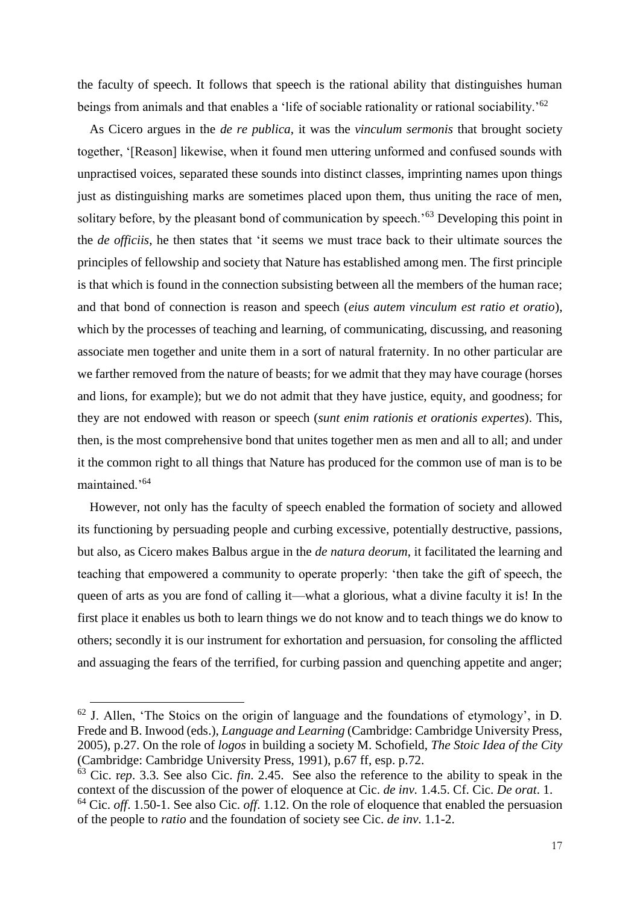the faculty of speech. It follows that speech is the rational ability that distinguishes human beings from animals and that enables a 'life of sociable rationality or rational sociability.'[62]

As Cicero argues in the *de re publica*, it was the *vinculum sermonis* that brought society together, '[Reason] likewise, when it found men uttering unformed and confused sounds with unpractised voices, separated these sounds into distinct classes, imprinting names upon things just as distinguishing marks are sometimes placed upon them, thus uniting the race of men, solitary before, by the pleasant bond of communication by speech.'[63] Developing this point in the *de officiis*, he then states that 'it seems we must trace back to their ultimate sources the principles of fellowship and society that Nature has established among men. The first principle is that which is found in the connection subsisting between all the members of the human race; and that bond of connection is reason and speech (*eius autem vinculum est ratio et oratio*), which by the processes of teaching and learning, of communicating, discussing, and reasoning associate men together and unite them in a sort of natural fraternity. In no other particular are we farther removed from the nature of beasts; for we admit that they may have courage (horses and lions, for example); but we do not admit that they have justice, equity, and goodness; for they are not endowed with reason or speech (*sunt enim rationis et orationis expertes*). This, then, is the most comprehensive bond that unites together men as men and all to all; and under it the common right to all things that Nature has produced for the common use of man is to be maintained.'[64]

However, not only has the faculty of speech enabled the formation of society and allowed its functioning by persuading people and curbing excessive, potentially destructive, passions, but also, as Cicero makes Balbus argue in the *de natura deorum*, it facilitated the learning and teaching that empowered a community to operate properly: 'then take the gift of speech, the queen of arts as you are fond of calling it—what a glorious, what a divine faculty it is! In the first place it enables us both to learn things we do not know and to teach things we do know to others; secondly it is our instrument for exhortation and persuasion, for consoling the afflicted and assuaging the fears of the terrified, for curbing passion and quenching appetite and anger;

---

[62] J. Allen, 'The Stoics on the origin of language and the foundations of etymology', in D. Frede and B. Inwood (eds.), *Language and Learning* (Cambridge: Cambridge University Press, 2005), p.27. On the role of *logos* in building a society M. Schofield, *The Stoic Idea of the City* (Cambridge: Cambridge University Press, 1991), p.67 ff, esp. p.72.

[63] Cic. r*ep*. 3.3. See also Cic. *fin*. 2.45. See also the reference to the ability to speak in the context of the discussion of the power of eloquence at Cic. *de inv.* 1.4.5. Cf. Cic. *De orat*. 1.

[64] Cic. *off*. 1.50-1. See also Cic. *off*. 1.12. On the role of eloquence that enabled the persuasion of the people to *ratio* and the foundation of society see Cic. *de inv*. 1.1-2.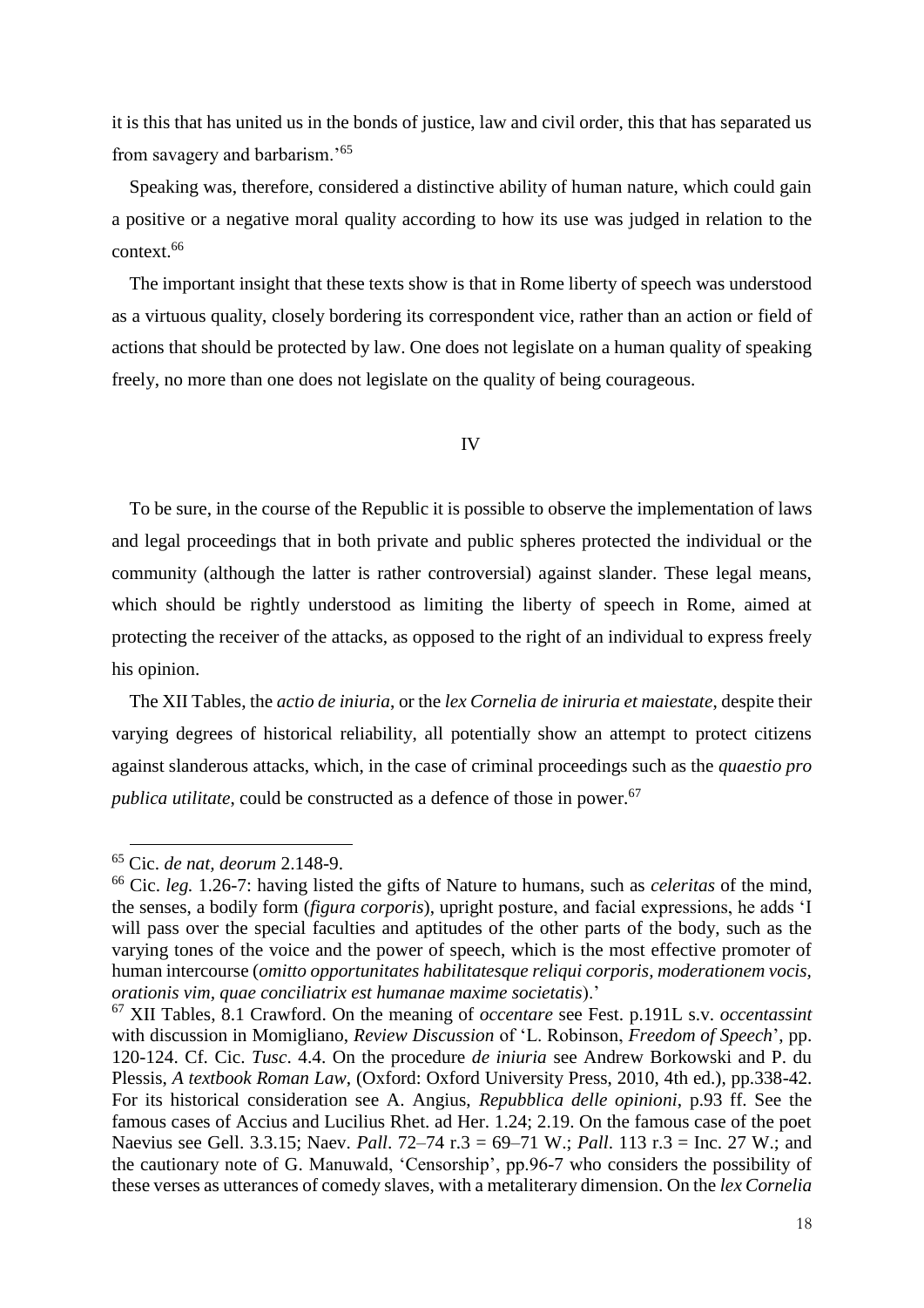it is this that has united us in the bonds of justice, law and civil order, this that has separated us from savagery and barbarism.'[65]

Speaking was, therefore, considered a distinctive ability of human nature, which could gain a positive or a negative moral quality according to how its use was judged in relation to the context.[66]

The important insight that these texts show is that in Rome liberty of speech was understood as a virtuous quality, closely bordering its correspondent vice, rather than an action or field of actions that should be protected by law. One does not legislate on a human quality of speaking freely, no more than one does not legislate on the quality of being courageous.

## IV

To be sure, in the course of the Republic it is possible to observe the implementation of laws and legal proceedings that in both private and public spheres protected the individual or the community (although the latter is rather controversial) against slander. These legal means, which should be rightly understood as limiting the liberty of speech in Rome, aimed at protecting the receiver of the attacks, as opposed to the right of an individual to express freely his opinion.

The XII Tables, the *actio de iniuria*, or the *lex Cornelia de iniruria et maiestate*, despite their varying degrees of historical reliability, all potentially show an attempt to protect citizens against slanderous attacks, which, in the case of criminal proceedings such as the *quaestio pro publica utilitate*, could be constructed as a defence of those in power.[67]

---

[65] Cic. *de nat, deorum* 2.148-9.

[66] Cic. *leg.* 1.26-7: having listed the gifts of Nature to humans, such as *celeritas* of the mind, the senses, a bodily form (*figura corporis*), upright posture, and facial expressions, he adds 'I will pass over the special faculties and aptitudes of the other parts of the body, such as the varying tones of the voice and the power of speech, which is the most effective promoter of human intercourse (*omitto opportunitates habilitatesque reliqui corporis, moderationem vocis, orationis vim, quae conciliatrix est humanae maxime societatis*).'

[67] XII Tables, 8.1 Crawford. On the meaning of *occentare* see Fest. p.191L s.v. *occentassint* with discussion in Momigliano, *Review Discussion* of 'L. Robinson, *Freedom of Speech*', pp. 120-124. Cf. Cic. *Tusc*. 4.4. On the procedure *de iniuria* see Andrew Borkowski and P. du Plessis, *A textbook Roman Law*, (Oxford: Oxford University Press, 2010, 4th ed.), pp.338-42. For its historical consideration see A. Angius, *Repubblica delle opinioni*, p.93 ff. See the famous cases of Accius and Lucilius Rhet. ad Her. 1.24; 2.19. On the famous case of the poet Naevius see Gell. 3.3.15; Naev. *Pall*. 72–74 r.3 = 69–71 W.; *Pall*. 113 r.3 = Inc. 27 W.; and the cautionary note of G. Manuwald, 'Censorship', pp.96-7 who considers the possibility of these verses as utterances of comedy slaves, with a metaliterary dimension. On the *lex Cornelia*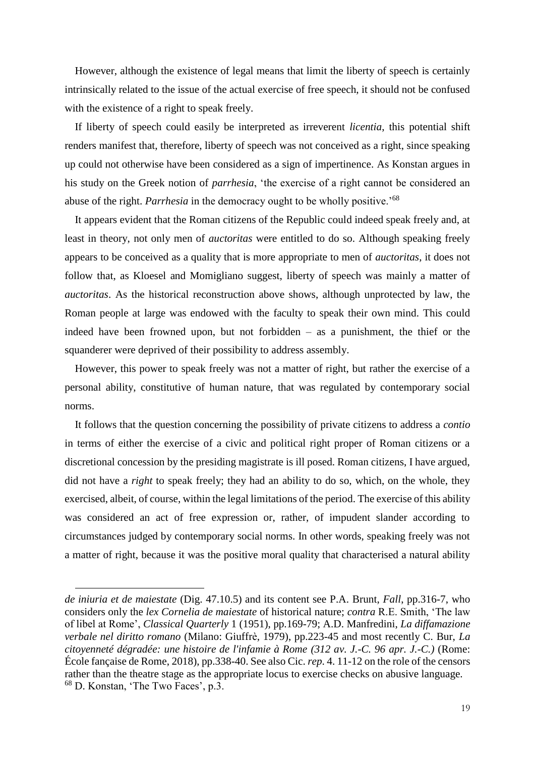However, although the existence of legal means that limit the liberty of speech is certainly intrinsically related to the issue of the actual exercise of free speech, it should not be confused with the existence of a right to speak freely.

If liberty of speech could easily be interpreted as irreverent *licentia*, this potential shift renders manifest that, therefore, liberty of speech was not conceived as a right, since speaking up could not otherwise have been considered as a sign of impertinence. As Konstan argues in his study on the Greek notion of *parrhesia*, 'the exercise of a right cannot be considered an abuse of the right. *Parrhesia* in the democracy ought to be wholly positive.'[68]

It appears evident that the Roman citizens of the Republic could indeed speak freely and, at least in theory, not only men of *auctoritas* were entitled to do so. Although speaking freely appears to be conceived as a quality that is more appropriate to men of *auctoritas*, it does not follow that, as Kloesel and Momigliano suggest, liberty of speech was mainly a matter of *auctoritas*. As the historical reconstruction above shows, although unprotected by law, the Roman people at large was endowed with the faculty to speak their own mind. This could indeed have been frowned upon, but not forbidden – as a punishment, the thief or the squanderer were deprived of their possibility to address assembly.

However, this power to speak freely was not a matter of right, but rather the exercise of a personal ability, constitutive of human nature, that was regulated by contemporary social norms.

It follows that the question concerning the possibility of private citizens to address a *contio* in terms of either the exercise of a civic and political right proper of Roman citizens or a discretional concession by the presiding magistrate is ill posed. Roman citizens, I have argued, did not have a *right* to speak freely; they had an ability to do so, which, on the whole, they exercised, albeit, of course, within the legal limitations of the period. The exercise of this ability was considered an act of free expression or, rather, of impudent slander according to circumstances judged by contemporary social norms. In other words, speaking freely was not a matter of right, because it was the positive moral quality that characterised a natural ability

---

*de iniuria et de maiestate* (Dig. 47.10.5) and its content see P.A. Brunt, *Fall*, pp.316-7, who considers only the *lex Cornelia de maiestate* of historical nature; *contra* R.E. Smith, 'The law of libel at Rome', *Classical Quarterly* 1 (1951), pp.169-79; A.D. Manfredini, *La diffamazione verbale nel diritto romano* (Milano: Giuffrè, 1979), pp.223-45 and most recently C. Bur, *La citoyenneté dégradée: une histoire de l'infamie à Rome (312 av. J.-C. 96 apr. J.-C.)* (Rome: École fançaise de Rome, 2018), pp.338-40. See also Cic. *rep.* 4. 11-12 on the role of the censors rather than the theatre stage as the appropriate locus to exercise checks on abusive language.

[68] D. Konstan, 'The Two Faces', p.3.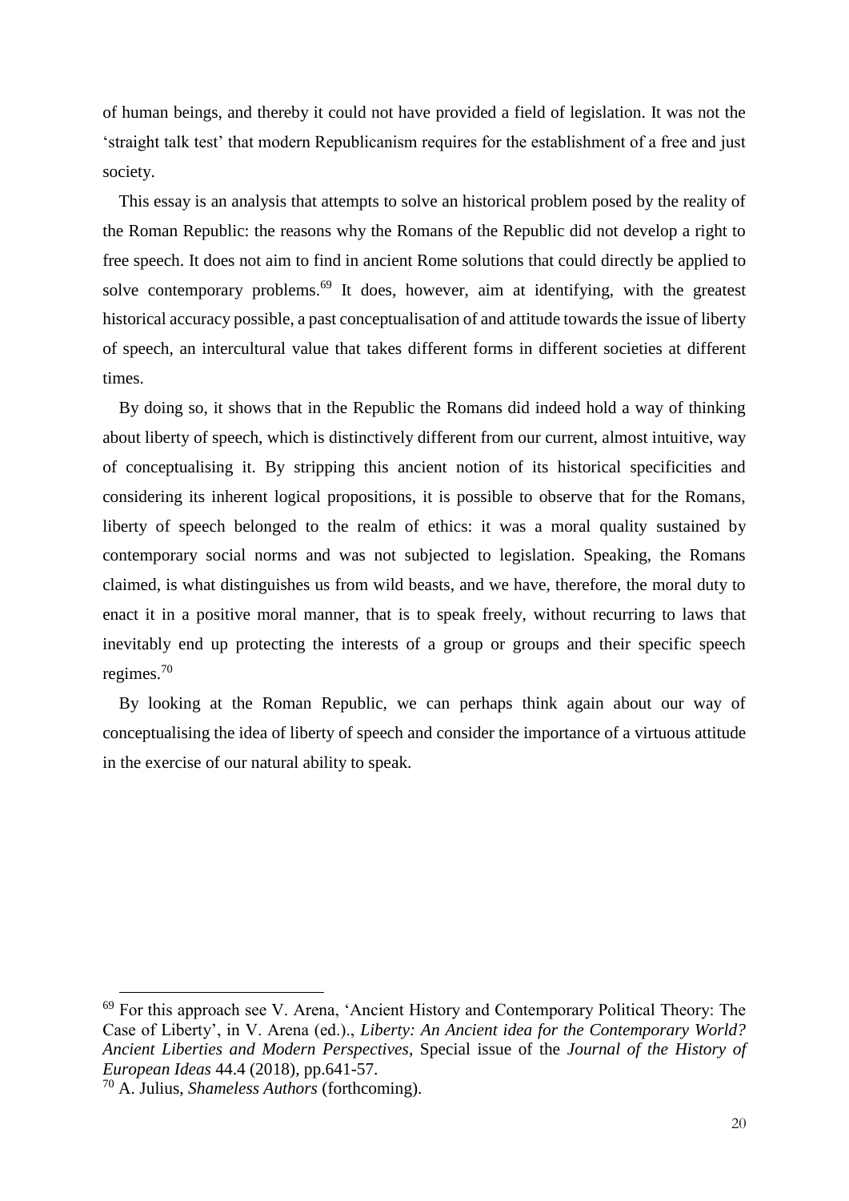of human beings, and thereby it could not have provided a field of legislation. It was not the 'straight talk test' that modern Republicanism requires for the establishment of a free and just society.

This essay is an analysis that attempts to solve an historical problem posed by the reality of the Roman Republic: the reasons why the Romans of the Republic did not develop a right to free speech. It does not aim to find in ancient Rome solutions that could directly be applied to solve contemporary problems.[69] It does, however, aim at identifying, with the greatest historical accuracy possible, a past conceptualisation of and attitude towards the issue of liberty of speech, an intercultural value that takes different forms in different societies at different times.

By doing so, it shows that in the Republic the Romans did indeed hold a way of thinking about liberty of speech, which is distinctively different from our current, almost intuitive, way of conceptualising it. By stripping this ancient notion of its historical specificities and considering its inherent logical propositions, it is possible to observe that for the Romans, liberty of speech belonged to the realm of ethics: it was a moral quality sustained by contemporary social norms and was not subjected to legislation. Speaking, the Romans claimed, is what distinguishes us from wild beasts, and we have, therefore, the moral duty to enact it in a positive moral manner, that is to speak freely, without recurring to laws that inevitably end up protecting the interests of a group or groups and their specific speech regimes.[70]

By looking at the Roman Republic, we can perhaps think again about our way of conceptualising the idea of liberty of speech and consider the importance of a virtuous attitude in the exercise of our natural ability to speak.

---

[69] For this approach see V. Arena, 'Ancient History and Contemporary Political Theory: The Case of Liberty', in V. Arena (ed.)., *Liberty: An Ancient idea for the Contemporary World? Ancient Liberties and Modern Perspectives*, Special issue of the *Journal of the History of European Ideas* 44.4 (2018), pp.641-57.

[70] A. Julius, *Shameless Authors* (forthcoming).